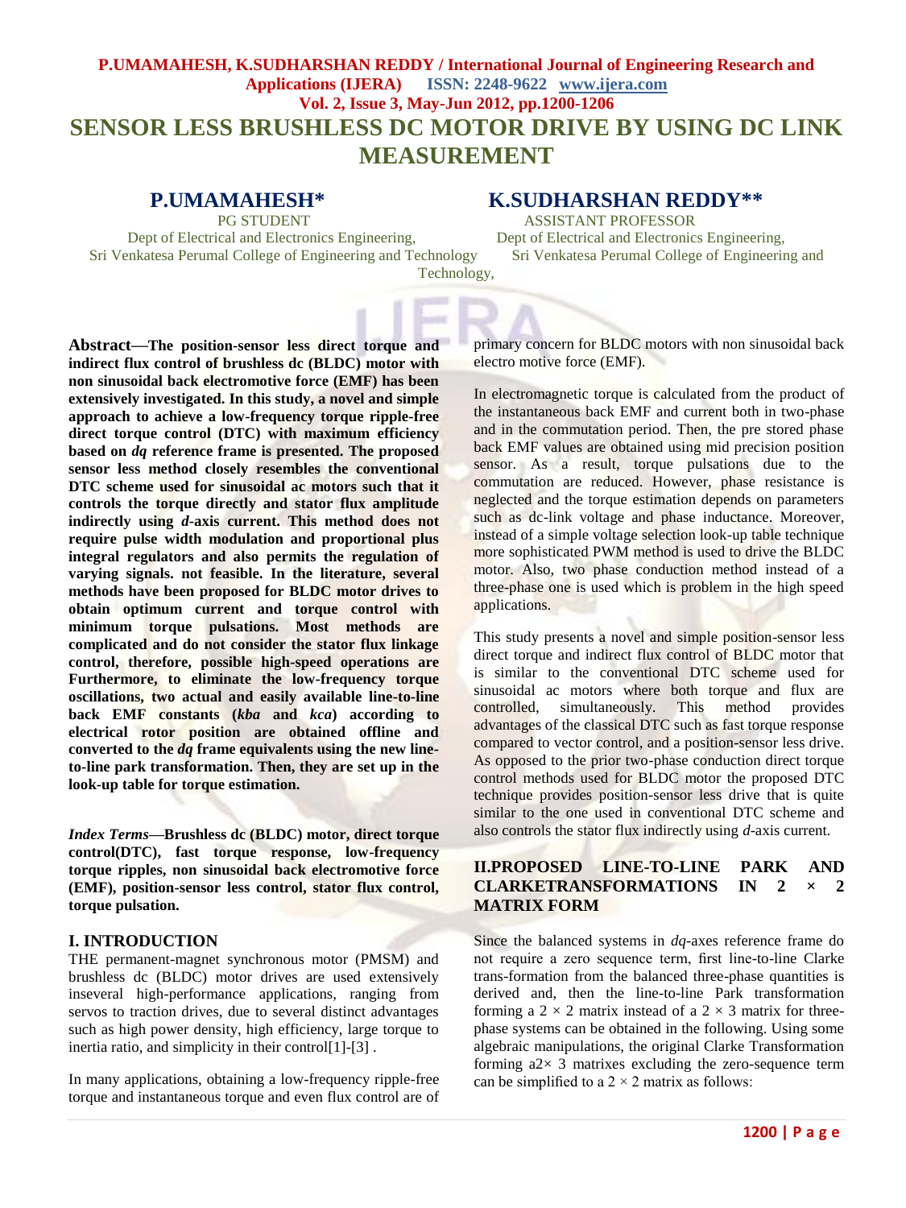# SENSOR LESS BRUSHLESS DC MOTOR DRIVE BY USING DC LINK MEASUREMENT

**P.UMAMAHESH***
PG STUDENT
Dept of Electrical and Electronics Engineering,
Sri Venkatesa Perumal College of Engineering and Technology

**K.SUDHARSHAN REDDY****
ASSISTANT PROFESSOR
Dept of Electrical and Electronics Engineering,
Sri Venkatesa Perumal College of Engineering and Technology,

**Abstract—The position-sensor less direct torque and indirect flux control of brushless dc (BLDC) motor with non sinusoidal back electromotive force (EMF) has been extensively investigated. In this study, a novel and simple approach to achieve a low-frequency torque ripple-free direct torque control (DTC) with maximum efficiency based on *dq* reference frame is presented. The proposed sensor less method closely resembles the conventional DTC scheme used for sinusoidal ac motors such that it controls the torque directly and stator flux amplitude indirectly using *d*-axis current. This method does not require pulse width modulation and proportional plus integral regulators and also permits the regulation of varying signals. not feasible. In the literature, several methods have been proposed for BLDC motor drives to obtain optimum current and torque control with minimum torque pulsations. Most methods are complicated and do not consider the stator flux linkage control, therefore, possible high-speed operations are Furthermore, to eliminate the low-frequency torque oscillations, two actual and easily available line-to-line back EMF constants (*kba* and *kca*) according to electrical rotor position are obtained offline and converted to the *dq* frame equivalents using the new line-to-line park transformation. Then, they are set up in the look-up table for torque estimation.**

***Index Terms*—Brushless dc (BLDC) motor, direct torque control(DTC), fast torque response, low-frequency torque ripples, non sinusoidal back electromotive force (EMF), position-sensor less control, stator flux control, torque pulsation.**

## I. INTRODUCTION

THE permanent-magnet synchronous motor (PMSM) and brushless dc (BLDC) motor drives are used extensively inseveral high-performance applications, ranging from servos to traction drives, due to several distinct advantages such as high power density, high efficiency, large torque to inertia ratio, and simplicity in their control[1]-[3] .

In many applications, obtaining a low-frequency ripple-free torque and instantaneous torque and even flux control are of primary concern for BLDC motors with non sinusoidal back electro motive force (EMF).

In electromagnetic torque is calculated from the product of the instantaneous back EMF and current both in two-phase and in the commutation period. Then, the pre stored phase back EMF values are obtained using mid precision position sensor. As a result, torque pulsations due to the commutation are reduced. However, phase resistance is neglected and the torque estimation depends on parameters such as dc-link voltage and phase inductance. Moreover, instead of a simple voltage selection look-up table technique more sophisticated PWM method is used to drive the BLDC motor. Also, two phase conduction method instead of a three-phase one is used which is problem in the high speed applications.

This study presents a novel and simple position-sensor less direct torque and indirect flux control of BLDC motor that is similar to the conventional DTC scheme used for sinusoidal ac motors where both torque and flux are controlled, simultaneously. This method provides advantages of the classical DTC such as fast torque response compared to vector control, and a position-sensor less drive. As opposed to the prior two-phase conduction direct torque control methods used for BLDC motor the proposed DTC technique provides position-sensor less drive that is quite similar to the one used in conventional DTC scheme and also controls the stator flux indirectly using *d*-axis current.

## II.PROPOSED LINE-TO-LINE PARK AND CLARKETRANSFORMATIONS IN 2 × 2 MATRIX FORM

Since the balanced systems in *dq*-axes reference frame do not require a zero sequence term, first line-to-line Clarke trans-formation from the balanced three-phase quantities is derived and, then the line-to-line Park transformation forming a $2 \times 2$ matrix instead of a $2 \times 3$ matrix for three-phase systems can be obtained in the following. Using some algebraic manipulations, the original Clarke Transformation forming a$2\times 3$ matrixes excluding the zero-sequence term can be simplified to a $2 \times 2$ matrix as follows: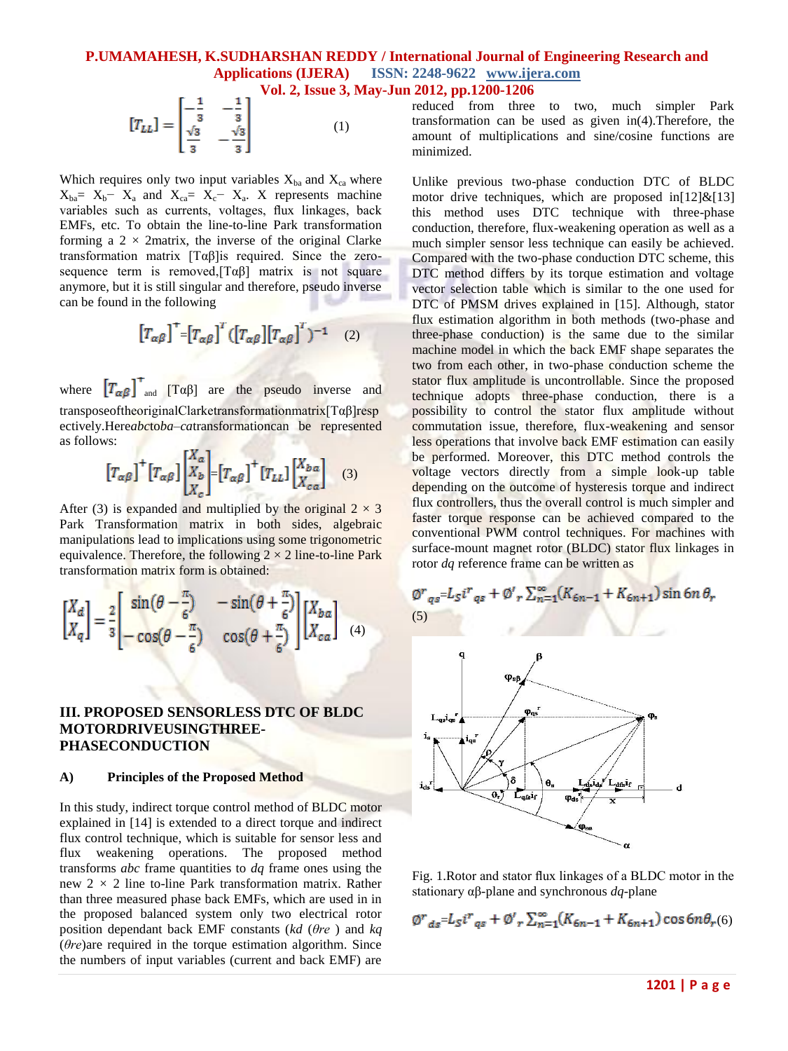$$[T_{LL}] = \begin{bmatrix} -\frac{1}{3} & -\frac{1}{3} \\ \frac{\sqrt{3}}{3} & -\frac{\sqrt{3}}{3} \end{bmatrix} \quad (1)$$

Which requires only two input variables $X_{ba}$ and $X_{ca}$ where $X_{ba} = X_b - X_a$ and $X_{ca} = X_c - X_a$. X represents machine variables such as currents, voltages, flux linkages, back EMFs, etc. To obtain the line-to-line Park transformation forming a 2 × 2matrix, the inverse of the original Clarke transformation matrix [Tαβ]is required. Since the zero-sequence term is removed,[Tαβ] matrix is not square anymore, but it is still singular and therefore, pseudo inverse can be found in the following

$$[T_{\alpha\beta}]^{+} = [T_{\alpha\beta}]^{T}([T_{\alpha\beta}][T_{\alpha\beta}]^{T})^{-1} \quad (2)$$

where $[T_{\alpha\beta}]^{+}$ and [Tαβ] are the pseudo inverse and transposeoftheoriginalClarketransformationmatrix[Tαβ]respectively.Here*abc*to*a–ca*transformationcan be represented as follows:

$$[T_{\alpha\beta}]^{+}[T_{\alpha\beta}]\begin{bmatrix} X_a \\ X_b \\ X_c \end{bmatrix} = [T_{\alpha\beta}]^{+}[T_{LL}]\begin{bmatrix} X_{ba} \\ X_{ca} \end{bmatrix} \quad (3)$$

After (3) is expanded and multiplied by the original 2 × 3 Park Transformation matrix in both sides, algebraic manipulations lead to implications using some trigonometric equivalence. Therefore, the following 2 × 2 line-to-line Park transformation matrix form is obtained:

$$\begin{bmatrix} X_d \\ X_q \end{bmatrix} = \frac{2}{3}\begin{bmatrix} \sin(\theta - \frac{\pi}{6}) & -\sin(\theta + \frac{\pi}{6}) \\ -\cos(\theta - \frac{\pi}{6}) & \cos(\theta + \frac{\pi}{6}) \end{bmatrix}\begin{bmatrix} X_{ba} \\ X_{ca} \end{bmatrix} \quad (4)$$

## III. PROPOSED SENSORLESS DTC OF BLDC MOTORDRIVEUSINGTHREE-PHASECONDUCTION

### A) Principles of the Proposed Method

In this study, indirect torque control method of BLDC motor explained in [14] is extended to a direct torque and indirect flux control technique, which is suitable for sensor less and flux weakening operations. The proposed method transforms *abc* frame quantities to *dq* frame ones using the new 2 × 2 line to-line Park transformation matrix. Rather than three measured phase back EMFs, which are used in in the proposed balanced system only two electrical rotor position dependant back EMF constants ($kd$ ($\theta re$) and $kq$ ($\theta re$))are required in the torque estimation algorithm. Since the numbers of input variables (current and back EMF) are reduced from three to two, much simpler Park transformation can be used as given in(4).Therefore, the amount of multiplications and sine/cosine functions are minimized.

Unlike previous two-phase conduction DTC of BLDC motor drive techniques, which are proposed in[12]&[13] this method uses DTC technique with three-phase conduction, therefore, flux-weakening operation as well as a much simpler sensor less technique can easily be achieved. Compared with the two-phase conduction DTC scheme, this DTC method differs by its torque estimation and voltage vector selection table which is similar to the one used for DTC of PMSM drives explained in [15]. Although, stator flux estimation algorithm in both methods (two-phase and three-phase conduction) is the same due to the similar machine model in which the back EMF shape separates the two from each other, in two-phase conduction scheme the stator flux amplitude is uncontrollable. Since the proposed technique adopts three-phase conduction, there is a possibility to control the stator flux amplitude without commutation issue, therefore, flux-weakening and sensor less operations that involve back EMF estimation can easily be performed. Moreover, this DTC method controls the voltage vectors directly from a simple look-up table depending on the outcome of hysteresis torque and indirect flux controllers, thus the overall control is much simpler and faster torque response can be achieved compared to the conventional PWM control techniques. For machines with surface-mount magnet rotor (BLDC) stator flux linkages in rotor *dq* reference frame can be written as

$$\phi^{r}_{qs} = L_S i^{r}_{qs} + \phi'_{r}\sum_{n=1}^{\infty}(K_{6n-1} + K_{6n+1})\sin 6n\,\theta_r \quad (5)$$

Fig. 1.Rotor and stator flux linkages of a BLDC motor in the stationary αβ-plane and synchronous *dq*-plane

$$\phi^{r}_{ds} = L_S i^{r}_{qs} + \phi'_{r}\sum_{n=1}^{\infty}(K_{6n-1} + K_{6n+1})\cos 6n\theta_r \quad (6)$$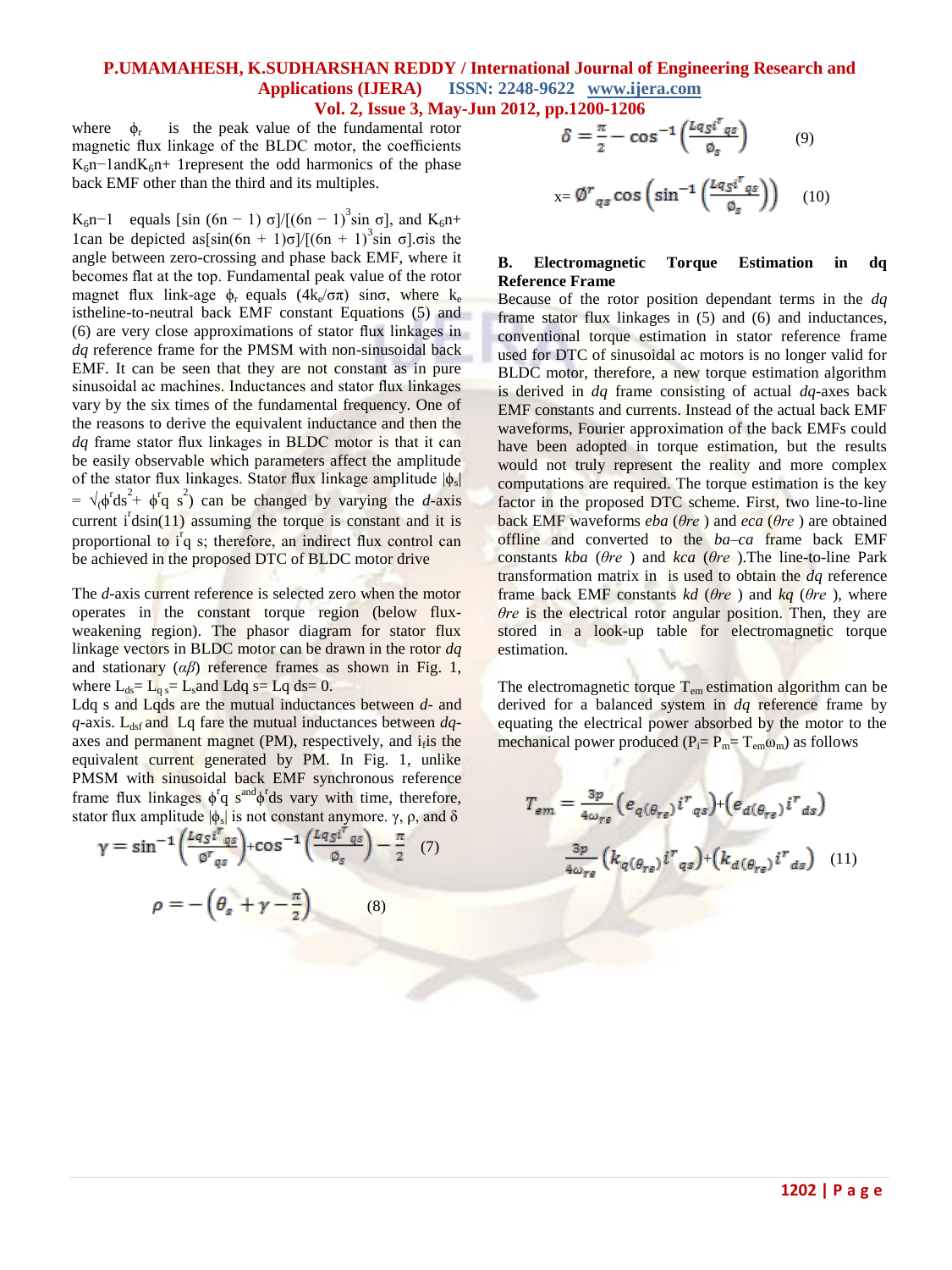where $\phi_r$ is the peak value of the fundamental rotor magnetic flux linkage of the BLDC motor, the coefficients $K_6n-1$ and $K_6n+1$ represent the odd harmonics of the phase back EMF other than the third and its multiples.

$K_6n-1$ equals $[\sin(6n-1)\sigma]/[(6n-1)^3 \sin\sigma]$, and $K_6n+1$ can be depicted as $[\sin(6n+1)\sigma]/[(6n+1)^3 \sin\sigma]$. $\sigma$ is the angle between zero-crossing and phase back EMF, where it becomes flat at the top. Fundamental peak value of the rotor magnet flux link-age $\phi_r$ equals $(4k_e/\sigma\pi)\sin\sigma$, where $k_e$ is the line-to-neutral back EMF constant Equations (5) and (6) are very close approximations of stator flux linkages in *dq* reference frame for the PMSM with non-sinusoidal back EMF. It can be seen that they are not constant as in pure sinusoidal ac machines. Inductances and stator flux linkages vary by the six times of the fundamental frequency. One of the reasons to derive the equivalent inductance and then the *dq* frame stator flux linkages in BLDC motor is that it can be easily observable which parameters affect the amplitude of the stator flux linkages. Stator flux linkage amplitude $|\phi_s| = \sqrt{(\phi^r{}_{ds}{}^2 + \phi^r{}_{qs}{}^2)}$ can be changed by varying the *d*-axis current $i^r{}_{ds}$ in(11) assuming the torque is constant and it is proportional to $i^r{}_{qs}$; therefore, an indirect flux control can be achieved in the proposed DTC of BLDC motor drive

The *d*-axis current reference is selected zero when the motor operates in the constant torque region (below flux-weakening region). The phasor diagram for stator flux linkage vectors in BLDC motor can be drawn in the rotor *dq* and stationary (*αβ*) reference frames as shown in Fig. 1, where $L_{ds} = L_{qs} = L_s$ and $L_{dqs} = L_{qds} = 0$.

$L_{dqs}$ and $L_{qds}$ are the mutual inductances between *d*- and *q*-axis. $L_{dsf}$ and $L_{qsf}$ are the mutual inductances between *dq*-axes and permanent magnet (PM), respectively, and $i_f$ is the equivalent current generated by PM. In Fig. 1, unlike PMSM with sinusoidal back EMF synchronous reference frame flux linkages $\phi^r{}_{qs}$ and $\phi^r{}_{ds}$ vary with time, therefore, stator flux amplitude $|\phi_s|$ is not constant anymore. γ, ρ, and δ

$$\gamma = \sin^{-1}\left(\frac{L_{qs} i^r{}_{qs}}{\phi^r{}_{qs}}\right) + \cos^{-1}\left(\frac{L_{qs} i^r{}_{qs}}{\phi_s}\right) - \frac{\pi}{2} \qquad (7)$$

$$\rho = -\left(\theta_s + \gamma - \frac{\pi}{2}\right) \qquad (8)$$

$$\delta = \frac{\pi}{2} - \cos^{-1}\left(\frac{L_{qs} i^r{}_{qs}}{\phi_s}\right) \qquad (9)$$

$$x = \phi^r{}_{qs} \cos\left(\sin^{-1}\left(\frac{L_{qs} i^r{}_{qs}}{\phi_s}\right)\right) \qquad (10)$$

### B. Electromagnetic Torque Estimation in dq Reference Frame

Because of the rotor position dependant terms in the *dq* frame stator flux linkages in (5) and (6) and inductances, conventional torque estimation in stator reference frame used for DTC of sinusoidal ac motors is no longer valid for BLDC motor, therefore, a new torque estimation algorithm is derived in *dq* frame consisting of actual *dq*-axes back EMF constants and currents. Instead of the actual back EMF waveforms, Fourier approximation of the back EMFs could have been adopted in torque estimation, but the results would not truly represent the reality and more complex computations are required. The torque estimation is the key factor in the proposed DTC scheme. First, two line-to-line back EMF waveforms *eba* (*θre* ) and *eca* (*θre* ) are obtained offline and converted to the *ba–ca* frame back EMF constants *kba* (*θre* ) and *kca* (*θre* ).The line-to-line Park transformation matrix in is used to obtain the *dq* reference frame back EMF constants *kd* (*θre* ) and *kq* (*θre* ), where *θre* is the electrical rotor angular position. Then, they are stored in a look-up table for electromagnetic torque estimation.

The electromagnetic torque $T_{em}$ estimation algorithm can be derived for a balanced system in *dq* reference frame by equating the electrical power absorbed by the motor to the mechanical power produced ($P_i = P_m = T_{em}\omega_m$) as follows

$$T_{em} = \frac{3p}{4\omega_{re}}\left(e_{q(\theta_{re})} i^r{}_{qs}\right) + \left(e_{d(\theta_{re})} i^r{}_{ds}\right)$$

$$\frac{3p}{4\omega_{re}}\left(k_{q(\theta_{re})} i^r{}_{qs}\right) + \left(k_{d(\theta_{re})} i^r{}_{ds}\right) \qquad (11)$$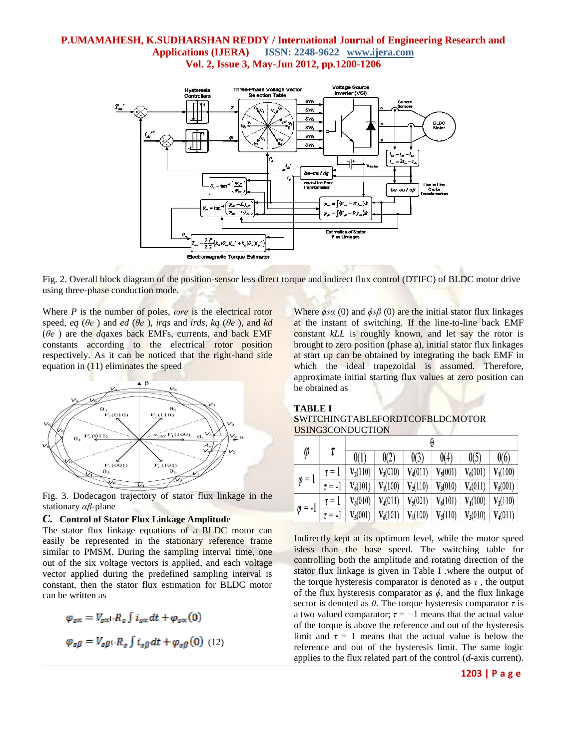Fig. 2. Overall block diagram of the position-sensor less direct torque and indirect flux control (DTIFC) of BLDC motor drive using three-phase conduction mode.

Where $P$ is the number of poles, $\omega re$ is the electrical rotor speed, $eq$ ($\theta e$ ) and $ed$ ($\theta e$ ), $irqs$ and $irds$, $kq$ ($\theta e$ ), and $kd$ ($\theta e$ ) are the $dq$axes back EMFs, currents, and back EMF constants according to the electrical rotor position respectively. As it can be noticed that the right-hand side equation in (11) eliminates the speed

Fig. 3. Dodecagon trajectory of stator flux linkage in the stationary $\alpha\beta$-plane

### *C.* Control of Stator Flux Linkage Amplitude

The stator flux linkage equations of a BLDC motor can easily be represented in the stationary reference frame similar to PMSM. During the sampling interval time, one out of the six voltage vectors is applied, and each voltage vector applied during the predefined sampling interval is constant, then the stator flux estimation for BLDC motor can be written as

$$\varphi_{s\alpha} = V_{s\alpha}t - R_s \int i_{s\alpha} dt + \varphi_{s\alpha}(0)$$

$$\varphi_{s\beta} = V_{s\beta}t - R_s \int i_{s\beta} dt + \varphi_{s\beta}(0) \quad (12)$$

Where $\phi s\alpha$ (0) and $\phi s\beta$ (0) are the initial stator flux linkages at the instant of switching. If the line-to-line back EMF constant $kLL$ is roughly known, and let say the rotor is brought to zero position (phase a), initial stator flux linkages at start up can be obtained by integrating the back EMF in which the ideal trapezoidal is assumed. Therefore, approximate initial starting flux values at zero position can be obtained as

**TABLE I**
**S**WITCHINGTABLEFORDTCOFBLDCMOTOR USING3CONDUCTION

| $\varphi$ | $\tau$ | $\theta(1)$ | $\theta(2)$ | $\theta(3)$ | $\theta(4)$ | $\theta(5)$ | $\theta(6)$ |
|---|---|---|---|---|---|---|---|
| $\varphi = 1$ | $\tau = 1$ | $V_2(110)$ | $V_3(010)$ | $V_4(011)$ | $V_5(001)$ | $V_6(101)$ | $V_1(100)$ |
| | $\tau = -1$ | $V_6(101)$ | $V_1(100)$ | $V_2(110)$ | $V_3(010)$ | $V_4(011)$ | $V_5(001)$ |
| $\varphi = -1$ | $\tau = 1$ | $V_3(010)$ | $V_4(011)$ | $V_5(001)$ | $V_6(101)$ | $V_1(100)$ | $V_2(110)$ |
| | $\tau = -1$ | $V_5(001)$ | $V_6(101)$ | $V_1(100)$ | $V_2(110)$ | $V_3(010)$ | $V_4(011)$ |

Indirectly kept at its optimum level, while the motor speed isless than the base speed. The switching table for controlling both the amplitude and rotating direction of the stator flux linkage is given in Table I .where the output of the torque hysteresis comparator is denoted as $\tau$ , the output of the flux hysteresis comparator as $\phi$, and the flux linkage sector is denoted as $\theta$. The torque hysteresis comparator $\tau$ is a two valued comparator; $\tau = -1$ means that the actual value of the torque is above the reference and out of the hysteresis limit and $\tau = 1$ means that the actual value is below the reference and out of the hysteresis limit. The same logic applies to the flux related part of the control ($d$-axis current).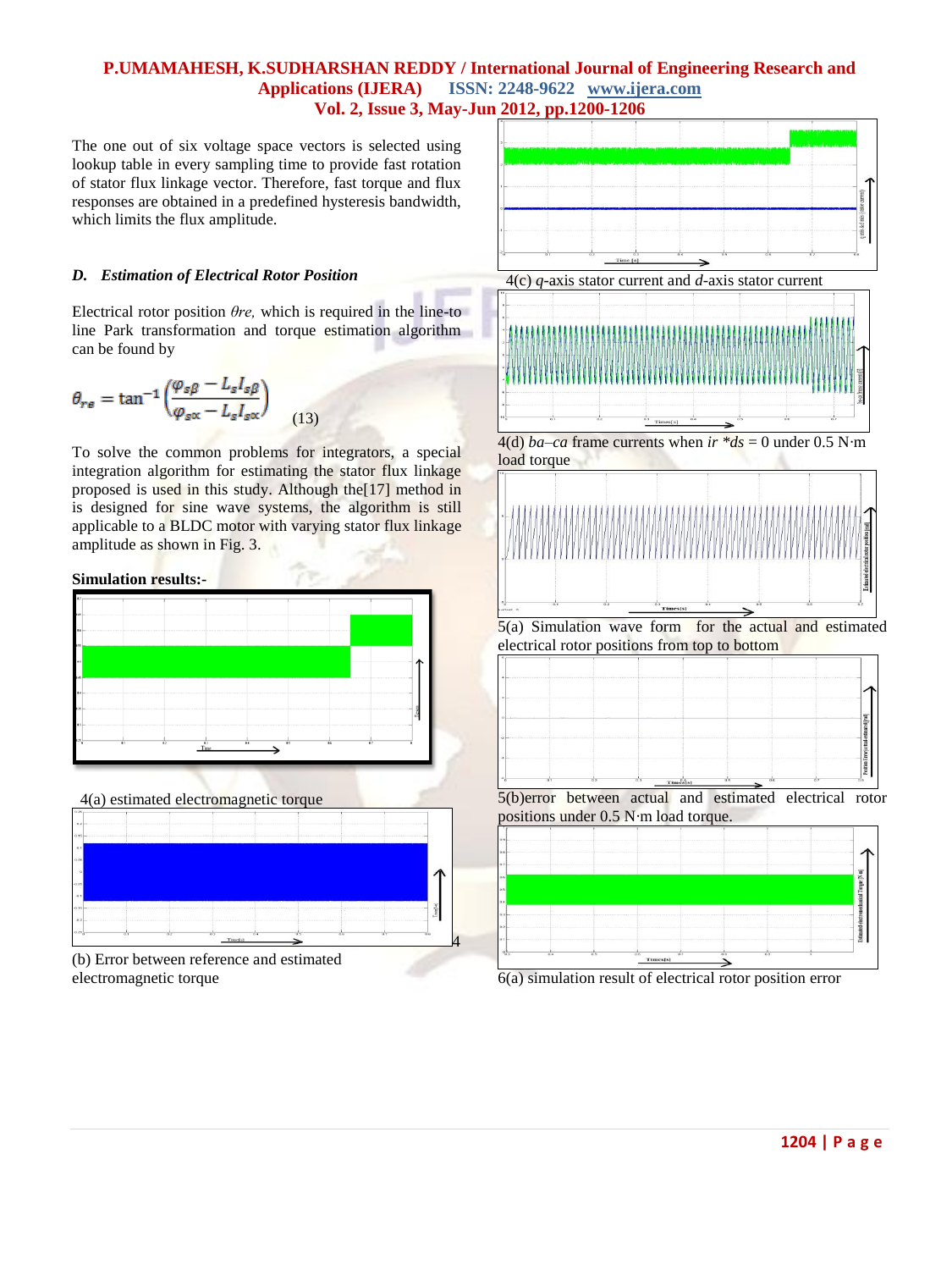The one out of six voltage space vectors is selected using lookup table in every sampling time to provide fast rotation of stator flux linkage vector. Therefore, fast torque and flux responses are obtained in a predefined hysteresis bandwidth, which limits the flux amplitude.

### *D. Estimation of Electrical Rotor Position*

Electrical rotor position $\theta re$, which is required in the line-to line Park transformation and torque estimation algorithm can be found by

$$\theta_{re} = \tan^{-1}\left(\frac{\varphi_{s\beta} - L_s I_{s\beta}}{\varphi_{s\alpha} - L_s I_{s\alpha}}\right) \quad (13)$$

To solve the common problems for integrators, a special integration algorithm for estimating the stator flux linkage proposed is used in this study. Although the[17] method in is designed for sine wave systems, the algorithm is still applicable to a BLDC motor with varying stator flux linkage amplitude as shown in Fig. 3.

**Simulation results:-**

4(a) estimated electromagnetic torque

(b) Error between reference and estimated electromagnetic torque

4(c) *q*-axis stator current and *d*-axis stator current

4(d) *ba–ca* frame currents when *ir \*ds* = 0 under 0.5 N·m load torque

5(a) Simulation wave form for the actual and estimated electrical rotor positions from top to bottom

5(b)error between actual and estimated electrical rotor positions under 0.5 N·m load torque.

6(a) simulation result of electrical rotor position error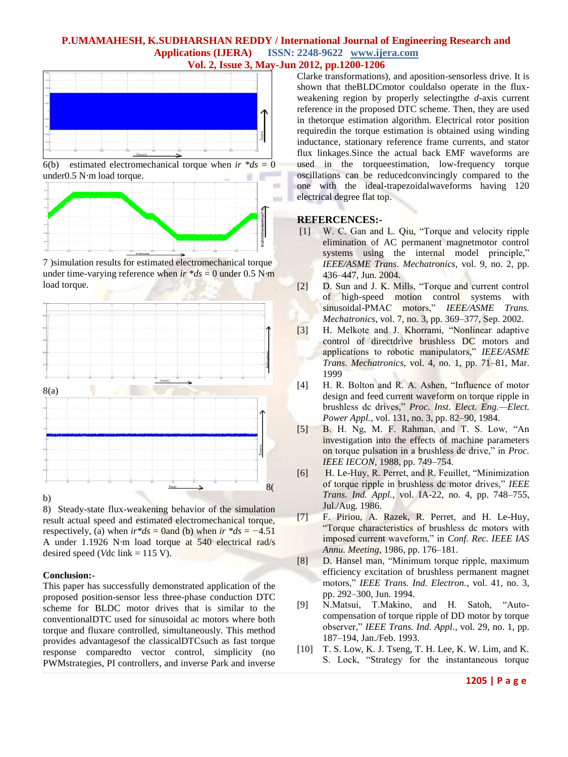6(b) estimated electromechanical torque when $i_r *_{ds} = 0$ under0.5 N·m load torque.

7 )simulation results for estimated electromechanical torque under time-varying reference when $i_r *_{ds} = 0$ under 0.5 N·m load torque.

8(a)

8(b)

8) Steady-state flux-weakening behavior of the simulation result actual speed and estimated electromechanical torque, respectively, (a) when $i_r*_{ds} = 0$and (b) when $i_r *_{ds} = -4.51$ A under 1.1926 N·m load torque at 540 electrical rad/s desired speed ($V$dc link = 115 V).

**Conclusion:-**

This paper has successfully demonstrated application of the proposed position-sensor less three-phase conduction DTC scheme for BLDC motor drives that is similar to the conventionalDTC used for sinusoidal ac motors where both torque and fluxare controlled, simultaneously. This method provides advantagesof the classicalDTCsuch as fast torque response comparedto vector control, simplicity (no PWMstrategies, PI controllers, and inverse Park and inverse Clarke transformations), and aposition-sensorless drive. It is shown that theBLDCmotor couldalso operate in the flux-weakening region by properly selectingthe *d*-axis current reference in the proposed DTC scheme. Then, they are used in thetorque estimation algorithm. Electrical rotor position requiredin the torque estimation is obtained using winding inductance, stationary reference frame currents, and stator flux linkages.Since the actual back EMF waveforms are used in the torqueestimation, low-frequency torque oscillations can be reducedconvincingly compared to the one with the ideal-trapezoidalwaveforms having 120 electrical degree flat top.

## REFERCENCES:-

[1] W. C. Gan and L. Qiu, "Torque and velocity ripple elimination of AC permanent magnetmotor control systems using the internal model principle," *IEEE/ASME Trans. Mechatronics*, vol. 9, no. 2, pp. 436–447, Jun. 2004.

[2] D. Sun and J. K. Mills, "Torque and current control of high-speed motion control systems with sinusoidal-PMAC motors," *IEEE/ASME Trans. Mechatronics*, vol. 7, no. 3, pp. 369–377, Sep. 2002.

[3] H. Melkote and J. Khorrami, "Nonlinear adaptive control of directdrive brushless DC motors and applications to robotic manipulators," *IEEE/ASME Trans. Mechatronics*, vol. 4, no. 1, pp. 71–81, Mar. 1999

[4] H. R. Bolton and R. A. Ashen, "Influence of motor design and feed current waveform on torque ripple in brushless dc drives," *Proc. Inst. Elect. Eng.—Elect. Power Appl.*, vol. 131, no. 3, pp. 82–90, 1984.

[5] B. H. Ng, M. F. Rahman, and T. S. Low, "An investigation into the effects of machine parameters on torque pulsation in a brushless dc drive," in *Proc. IEEE IECON*, 1988, pp. 749–754.

[6] H. Le-Huy, R. Perret, and R. Feuillet, "Minimization of torque ripple in brushless dc motor drives," *IEEE Trans. Ind. Appl.*, vol. IA-22, no. 4, pp. 748–755, Jul./Aug. 1986.

[7] F. Piriou, A. Razek, R. Perret, and H. Le-Huy, "Torque characteristics of brushless dc motors with imposed current waveform," in *Conf. Rec. IEEE IAS Annu. Meeting*, 1986, pp. 176–181.

[8] D. Hansel man, "Minimum torque ripple, maximum efficiency excitation of brushless permanent magnet motors," *IEEE Trans. Ind. Electron.*, vol. 41, no. 3, pp. 292–300, Jun. 1994.

[9] N.Matsui, T.Makino, and H. Satoh, "Auto-compensation of torque ripple of DD motor by torque observer," *IEEE Trans. Ind. Appl.*, vol. 29, no. 1, pp. 187–194, Jan./Feb. 1993.

[10] T. S. Low, K. J. Tseng, T. H. Lee, K. W. Lim, and K. S. Lock, "Strategy for the instantaneous torque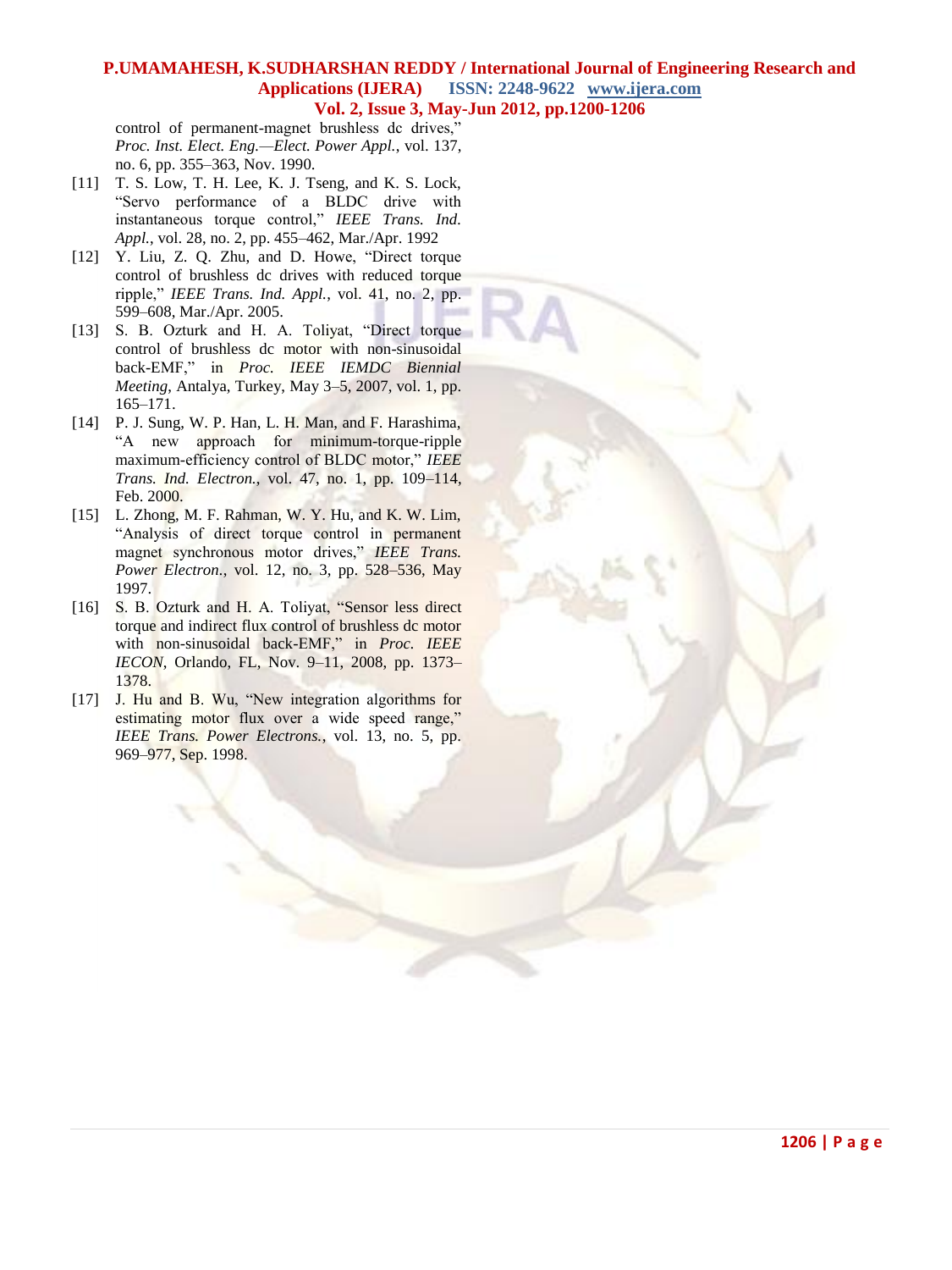control of permanent-magnet brushless dc drives," *Proc. Inst. Elect. Eng.—Elect. Power Appl.*, vol. 137, no. 6, pp. 355–363, Nov. 1990.

[11] T. S. Low, T. H. Lee, K. J. Tseng, and K. S. Lock, "Servo performance of a BLDC drive with instantaneous torque control," *IEEE Trans. Ind. Appl.*, vol. 28, no. 2, pp. 455–462, Mar./Apr. 1992

[12] Y. Liu, Z. Q. Zhu, and D. Howe, "Direct torque control of brushless dc drives with reduced torque ripple," *IEEE Trans. Ind. Appl.*, vol. 41, no. 2, pp. 599–608, Mar./Apr. 2005.

[13] S. B. Ozturk and H. A. Toliyat, "Direct torque control of brushless dc motor with non-sinusoidal back-EMF," in *Proc. IEEE IEMDC Biennial Meeting*, Antalya, Turkey, May 3–5, 2007, vol. 1, pp. 165–171.

[14] P. J. Sung, W. P. Han, L. H. Man, and F. Harashima, "A new approach for minimum-torque-ripple maximum-efficiency control of BLDC motor," *IEEE Trans. Ind. Electron.*, vol. 47, no. 1, pp. 109–114, Feb. 2000.

[15] L. Zhong, M. F. Rahman, W. Y. Hu, and K. W. Lim, "Analysis of direct torque control in permanent magnet synchronous motor drives," *IEEE Trans. Power Electron.*, vol. 12, no. 3, pp. 528–536, May 1997.

[16] S. B. Ozturk and H. A. Toliyat, "Sensor less direct torque and indirect flux control of brushless dc motor with non-sinusoidal back-EMF," in *Proc. IEEE IECON*, Orlando, FL, Nov. 9–11, 2008, pp. 1373–1378.

[17] J. Hu and B. Wu, "New integration algorithms for estimating motor flux over a wide speed range," *IEEE Trans. Power Electrons.*, vol. 13, no. 5, pp. 969–977, Sep. 1998.